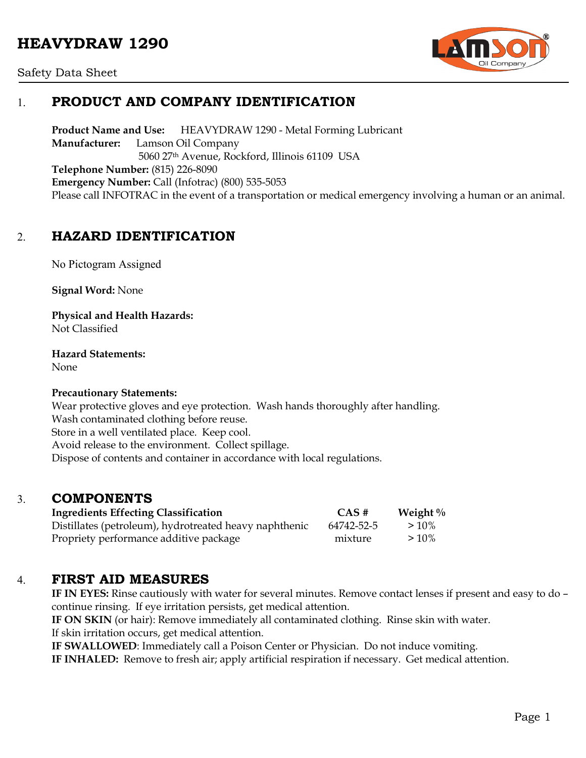# HEAVYDRAW 1290

Safety Data Sheet

## 1. PRODUCT AND COMPANY IDENTIFICATION

**Product Name and Use:** HEAVYDRAW 1290 - Metal Forming Lubricant
**Manufacturer:** Lamson Oil Company
5060 27th Avenue, Rockford, Illinois 61109 USA
**Telephone Number:** (815) 226-8090
**Emergency Number:** Call (Infotrac) (800) 535-5053
Please call INFOTRAC in the event of a transportation or medical emergency involving a human or an animal.

## 2. HAZARD IDENTIFICATION

No Pictogram Assigned

**Signal Word:** None

**Physical and Health Hazards:**
Not Classified

**Hazard Statements:**
None

**Precautionary Statements:**
Wear protective gloves and eye protection. Wash hands thoroughly after handling.
Wash contaminated clothing before reuse.
Store in a well ventilated place. Keep cool.
Avoid release to the environment. Collect spillage.
Dispose of contents and container in accordance with local regulations.

## 3. COMPONENTS

| Ingredients Effecting Classification | CAS # | Weight % |
|---|---|---|
| Distillates (petroleum), hydrotreated heavy naphthenic | 64742-52-5 | > 10% |
| Propriety performance additive package | mixture | > 10% |

## 4. FIRST AID MEASURES

**IF IN EYES:** Rinse cautiously with water for several minutes. Remove contact lenses if present and easy to do – continue rinsing. If eye irritation persists, get medical attention.
**IF ON SKIN** (or hair): Remove immediately all contaminated clothing. Rinse skin with water.
If skin irritation occurs, get medical attention.
**IF SWALLOWED**: Immediately call a Poison Center or Physician. Do not induce vomiting.
**IF INHALED:** Remove to fresh air; apply artificial respiration if necessary. Get medical attention.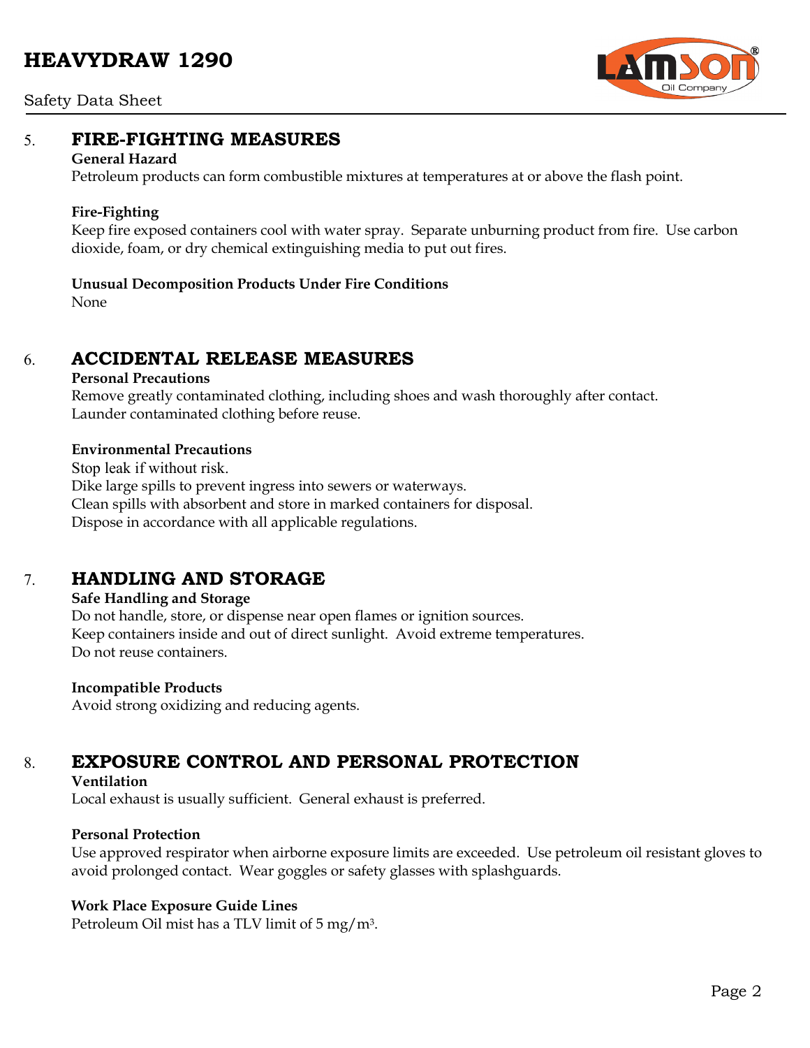## 5. FIRE-FIGHTING MEASURES

**General Hazard**

Petroleum products can form combustible mixtures at temperatures at or above the flash point.

**Fire-Fighting**

Keep fire exposed containers cool with water spray. Separate unburning product from fire. Use carbon dioxide, foam, or dry chemical extinguishing media to put out fires.

**Unusual Decomposition Products Under Fire Conditions**

None

## 6. ACCIDENTAL RELEASE MEASURES

**Personal Precautions**

Remove greatly contaminated clothing, including shoes and wash thoroughly after contact.
Launder contaminated clothing before reuse.

**Environmental Precautions**

Stop leak if without risk.
Dike large spills to prevent ingress into sewers or waterways.
Clean spills with absorbent and store in marked containers for disposal.
Dispose in accordance with all applicable regulations.

## 7. HANDLING AND STORAGE

**Safe Handling and Storage**

Do not handle, store, or dispense near open flames or ignition sources.
Keep containers inside and out of direct sunlight. Avoid extreme temperatures.
Do not reuse containers.

**Incompatible Products**

Avoid strong oxidizing and reducing agents.

## 8. EXPOSURE CONTROL AND PERSONAL PROTECTION

**Ventilation**

Local exhaust is usually sufficient. General exhaust is preferred.

**Personal Protection**

Use approved respirator when airborne exposure limits are exceeded. Use petroleum oil resistant gloves to avoid prolonged contact. Wear goggles or safety glasses with splashguards.

**Work Place Exposure Guide Lines**

Petroleum Oil mist has a TLV limit of 5 $mg/m^3$.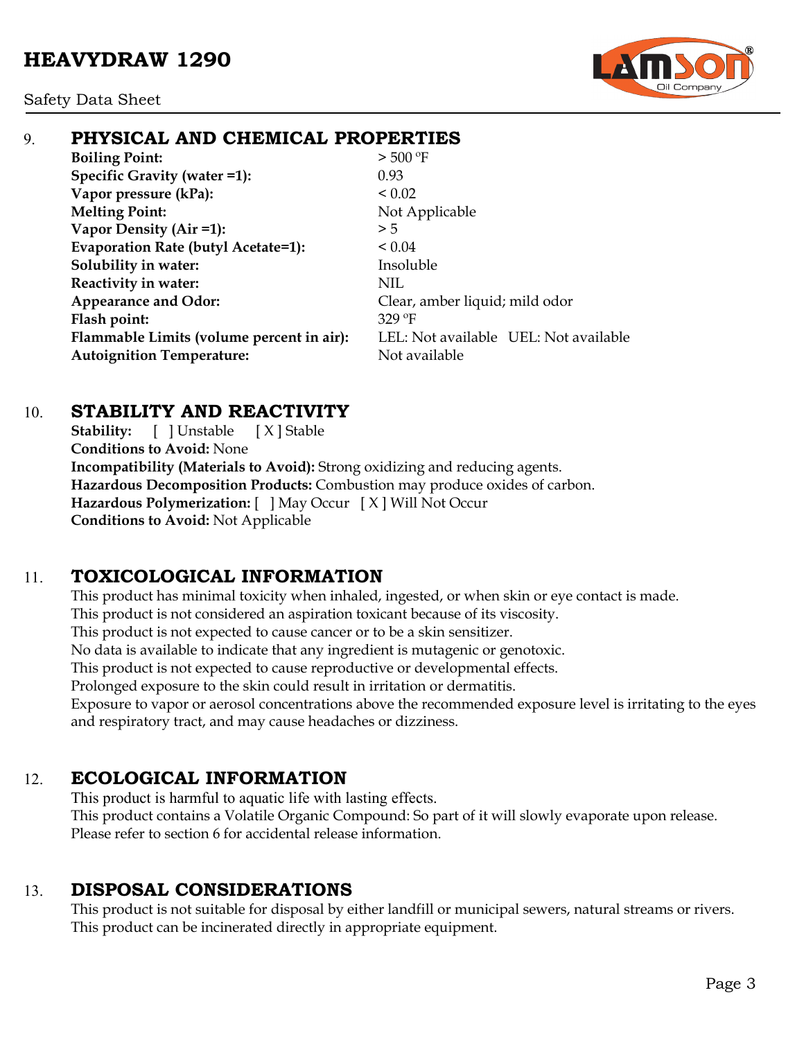## 9. PHYSICAL AND CHEMICAL PROPERTIES

| | |
|---|---|
| **Boiling Point:** | > 500 ºF |
| **Specific Gravity (water =1):** | 0.93 |
| **Vapor pressure (kPa):** | < 0.02 |
| **Melting Point:** | Not Applicable |
| **Vapor Density (Air =1):** | > 5 |
| **Evaporation Rate (butyl Acetate=1):** | < 0.04 |
| **Solubility in water:** | Insoluble |
| **Reactivity in water:** | NIL |
| **Appearance and Odor:** | Clear, amber liquid; mild odor |
| **Flash point:** | 329 ºF |
| **Flammable Limits (volume percent in air):** | LEL: Not available UEL: Not available |
| **Autoignition Temperature:** | Not available |

## 10. STABILITY AND REACTIVITY

**Stability:** [ ] Unstable [ X ] Stable
**Conditions to Avoid:** None
**Incompatibility (Materials to Avoid):** Strong oxidizing and reducing agents.
**Hazardous Decomposition Products:** Combustion may produce oxides of carbon.
**Hazardous Polymerization:** [ ] May Occur [ X ] Will Not Occur
**Conditions to Avoid:** Not Applicable

## 11. TOXICOLOGICAL INFORMATION

This product has minimal toxicity when inhaled, ingested, or when skin or eye contact is made.
This product is not considered an aspiration toxicant because of its viscosity.
This product is not expected to cause cancer or to be a skin sensitizer.
No data is available to indicate that any ingredient is mutagenic or genotoxic.
This product is not expected to cause reproductive or developmental effects.
Prolonged exposure to the skin could result in irritation or dermatitis.
Exposure to vapor or aerosol concentrations above the recommended exposure level is irritating to the eyes and respiratory tract, and may cause headaches or dizziness.

## 12. ECOLOGICAL INFORMATION

This product is harmful to aquatic life with lasting effects.
This product contains a Volatile Organic Compound: So part of it will slowly evaporate upon release.
Please refer to section 6 for accidental release information.

## 13. DISPOSAL CONSIDERATIONS

This product is not suitable for disposal by either landfill or municipal sewers, natural streams or rivers.
This product can be incinerated directly in appropriate equipment.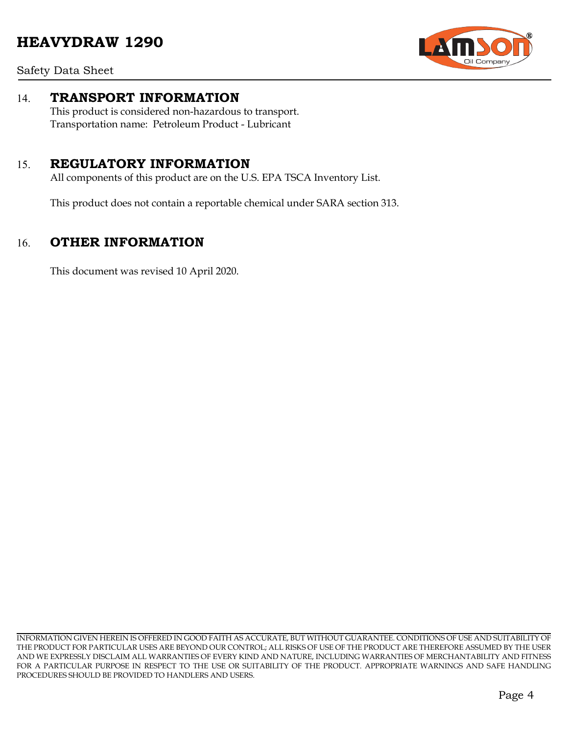## 14. TRANSPORT INFORMATION

This product is considered non-hazardous to transport.
Transportation name: Petroleum Product - Lubricant

## 15. REGULATORY INFORMATION

All components of this product are on the U.S. EPA TSCA Inventory List.

This product does not contain a reportable chemical under SARA section 313.

## 16. OTHER INFORMATION

This document was revised 10 April 2020.

INFORMATION GIVEN HEREIN IS OFFERED IN GOOD FAITH AS ACCURATE, BUT WITHOUT GUARANTEE. CONDITIONS OF USE AND SUITABILITY OF THE PRODUCT FOR PARTICULAR USES ARE BEYOND OUR CONTROL; ALL RISKS OF USE OF THE PRODUCT ARE THEREFORE ASSUMED BY THE USER AND WE EXPRESSLY DISCLAIM ALL WARRANTIES OF EVERY KIND AND NATURE, INCLUDING WARRANTIES OF MERCHANTABILITY AND FITNESS FOR A PARTICULAR PURPOSE IN RESPECT TO THE USE OR SUITABILITY OF THE PRODUCT. APPROPRIATE WARNINGS AND SAFE HANDLING PROCEDURES SHOULD BE PROVIDED TO HANDLERS AND USERS.